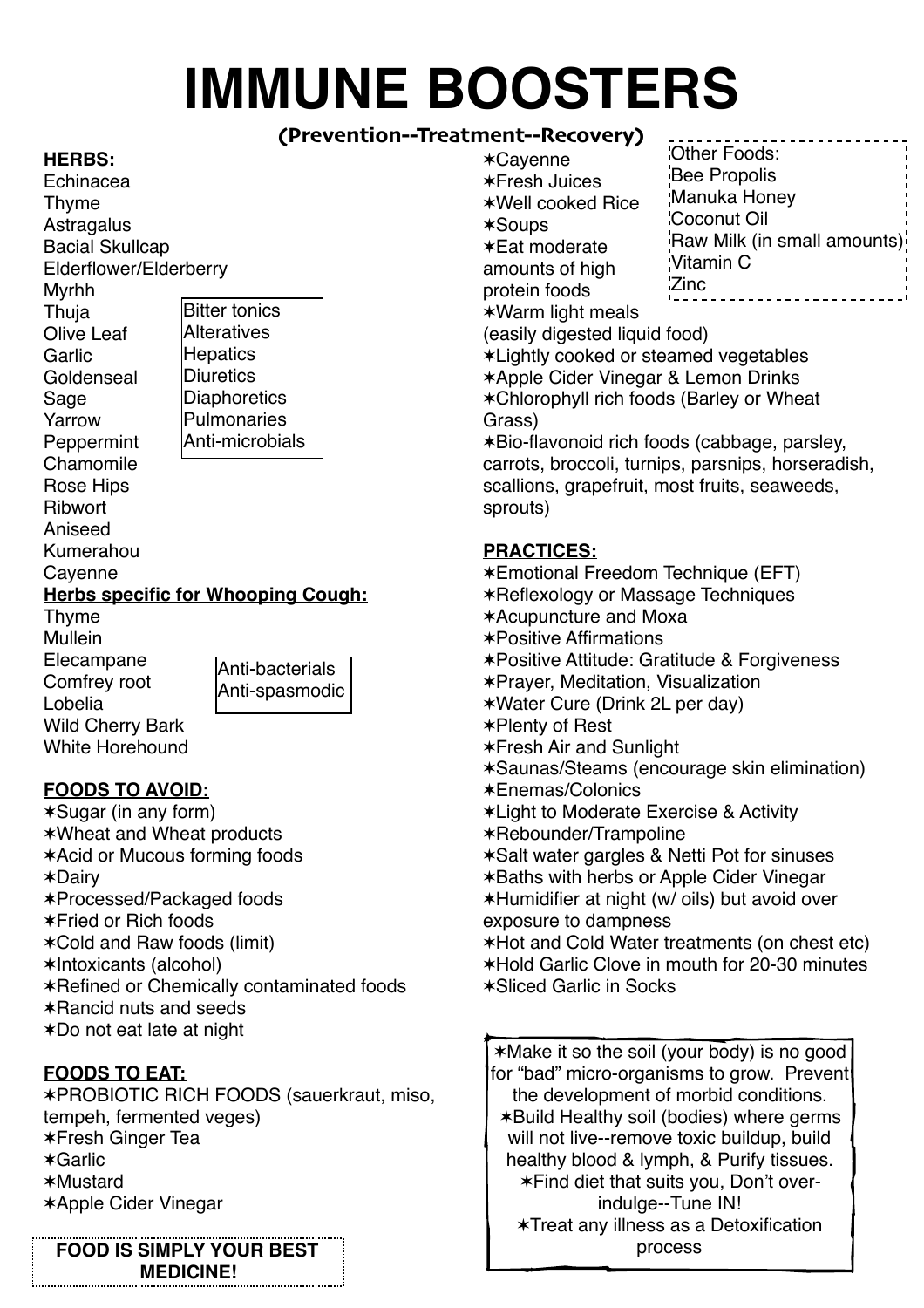# IMMUNE BOOSTERS

**(Prevention--Treatment--Recovery)**

**HERBS:**

Echinacea
Thyme
Astragalus
Bacial Skullcap
Elderflower/Elderberry
Myrhh
Thuja
Olive Leaf
Garlic
Goldenseal
Sage
Yarrow
Peppermint
Chamomile
Rose Hips
Ribwort
Aniseed
Kumerahou
Cayenne

> Bitter tonics
> Alteratives
> Hepatics
> Diuretics
> Diaphoretics
> Pulmonaries
> Anti-microbials

**Herbs specific for Whooping Cough:**

Thyme
Mullein
Elecampane
Comfrey root
Lobelia
Wild Cherry Bark
White Horehound

> Anti-bacterials
> Anti-spasmodic

**FOODS TO AVOID:**

- ✶Sugar (in any form)
- ✶Wheat and Wheat products
- ✶Acid or Mucous forming foods
- ✶Dairy
- ✶Processed/Packaged foods
- ✶Fried or Rich foods
- ✶Cold and Raw foods (limit)
- ✶Intoxicants (alcohol)
- ✶Refined or Chemically contaminated foods
- ✶Rancid nuts and seeds
- ✶Do not eat late at night

**FOODS TO EAT:**

- ✶PROBIOTIC RICH FOODS (sauerkraut, miso, tempeh, fermented veges)
- ✶Fresh Ginger Tea
- ✶Garlic
- ✶Mustard
- ✶Apple Cider Vinegar
- ✶Cayenne
- ✶Fresh Juices
- ✶Well cooked Rice
- ✶Soups
- ✶Eat moderate amounts of high protein foods
- ✶Warm light meals (easily digested liquid food)
- ✶Lightly cooked or steamed vegetables
- ✶Apple Cider Vinegar & Lemon Drinks
- ✶Chlorophyll rich foods (Barley or Wheat Grass)
- ✶Bio-flavonoid rich foods (cabbage, parsley, carrots, broccoli, turnips, parsnips, horseradish, scallions, grapefruit, most fruits, seaweeds, sprouts)

> Other Foods:
> Bee Propolis
> Manuka Honey
> Coconut Oil
> Raw Milk (in small amounts)
> Vitamin C
> Zinc

**FOOD IS SIMPLY YOUR BEST MEDICINE!**

**PRACTICES:**

- ✶Emotional Freedom Technique (EFT)
- ✶Reflexology or Massage Techniques
- ✶Acupuncture and Moxa
- ✶Positive Affirmations
- ✶Positive Attitude: Gratitude & Forgiveness
- ✶Prayer, Meditation, Visualization
- ✶Water Cure (Drink 2L per day)
- ✶Plenty of Rest
- ✶Fresh Air and Sunlight
- ✶Saunas/Steams (encourage skin elimination)
- ✶Enemas/Colonics
- ✶Light to Moderate Exercise & Activity
- ✶Rebounder/Trampoline
- ✶Salt water gargles & Netti Pot for sinuses
- ✶Baths with herbs or Apple Cider Vinegar
- ✶Humidifier at night (w/ oils) but avoid over exposure to dampness
- ✶Hot and Cold Water treatments (on chest etc)
- ✶Hold Garlic Clove in mouth for 20-30 minutes
- ✶Sliced Garlic in Socks

> ✶Make it so the soil (your body) is no good for "bad" micro-organisms to grow. Prevent the development of morbid conditions.
> ✶Build Healthy soil (bodies) where germs will not live--remove toxic buildup, build healthy blood & lymph, & Purify tissues.
> ✶Find diet that suits you, Don't over-indulge--Tune IN!
> ✶Treat any illness as a Detoxification process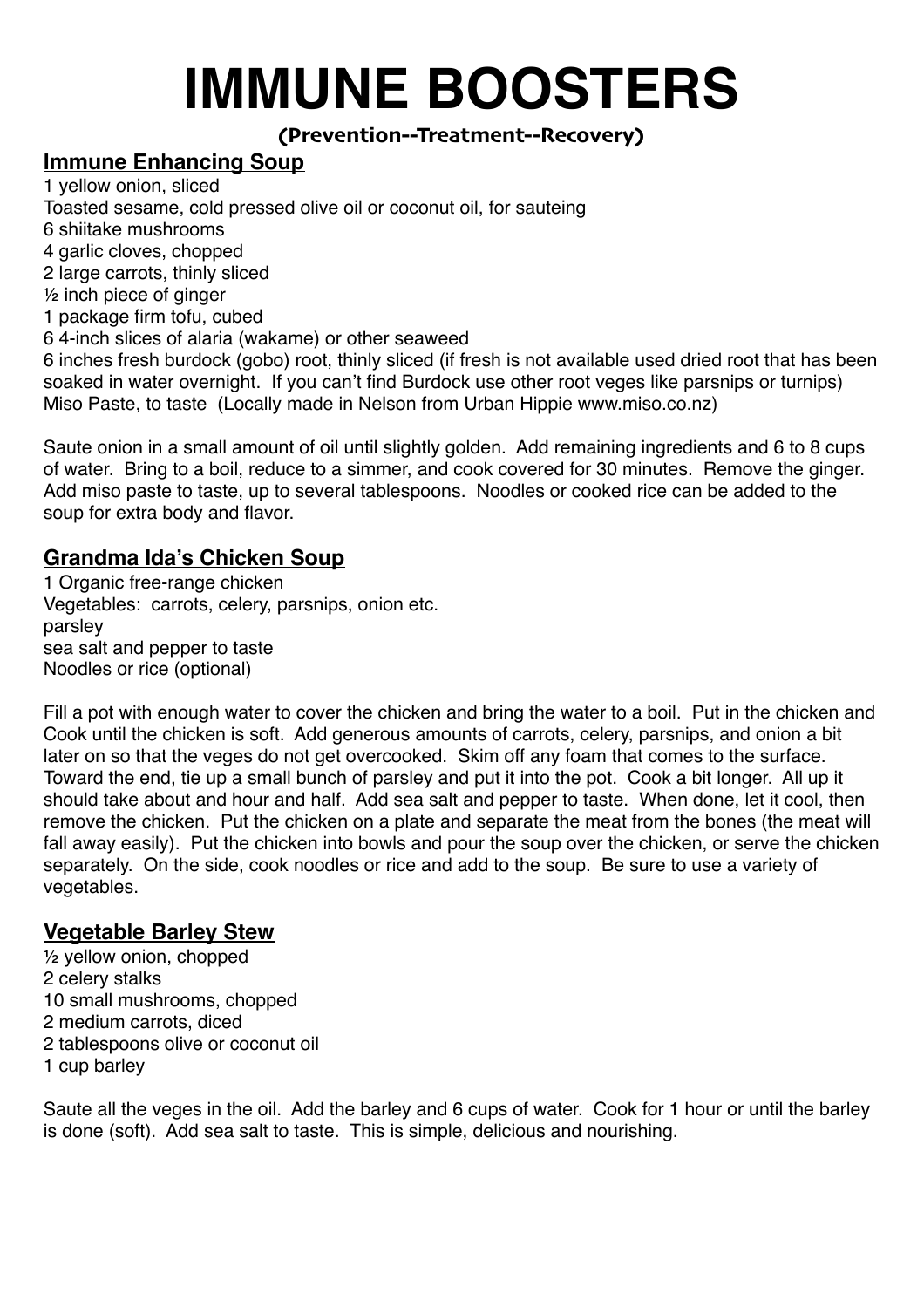# IMMUNE BOOSTERS

**(Prevention--Treatment--Recovery)**

## Immune Enhancing Soup

1 yellow onion, sliced
Toasted sesame, cold pressed olive oil or coconut oil, for sauteing
6 shiitake mushrooms
4 garlic cloves, chopped
2 large carrots, thinly sliced
½ inch piece of ginger
1 package firm tofu, cubed
6 4-inch slices of alaria (wakame) or other seaweed
6 inches fresh burdock (gobo) root, thinly sliced (if fresh is not available used dried root that has been soaked in water overnight. If you can't find Burdock use other root veges like parsnips or turnips)
Miso Paste, to taste (Locally made in Nelson from Urban Hippie www.miso.co.nz)

Saute onion in a small amount of oil until slightly golden. Add remaining ingredients and 6 to 8 cups of water. Bring to a boil, reduce to a simmer, and cook covered for 30 minutes. Remove the ginger. Add miso paste to taste, up to several tablespoons. Noodles or cooked rice can be added to the soup for extra body and flavor.

## Grandma Ida's Chicken Soup

1 Organic free-range chicken
Vegetables: carrots, celery, parsnips, onion etc.
parsley
sea salt and pepper to taste
Noodles or rice (optional)

Fill a pot with enough water to cover the chicken and bring the water to a boil. Put in the chicken and Cook until the chicken is soft. Add generous amounts of carrots, celery, parsnips, and onion a bit later on so that the veges do not get overcooked. Skim off any foam that comes to the surface. Toward the end, tie up a small bunch of parsley and put it into the pot. Cook a bit longer. All up it should take about and hour and half. Add sea salt and pepper to taste. When done, let it cool, then remove the chicken. Put the chicken on a plate and separate the meat from the bones (the meat will fall away easily). Put the chicken into bowls and pour the soup over the chicken, or serve the chicken separately. On the side, cook noodles or rice and add to the soup. Be sure to use a variety of vegetables.

## Vegetable Barley Stew

½ yellow onion, chopped
2 celery stalks
10 small mushrooms, chopped
2 medium carrots, diced
2 tablespoons olive or coconut oil
1 cup barley

Saute all the veges in the oil. Add the barley and 6 cups of water. Cook for 1 hour or until the barley is done (soft). Add sea salt to taste. This is simple, delicious and nourishing.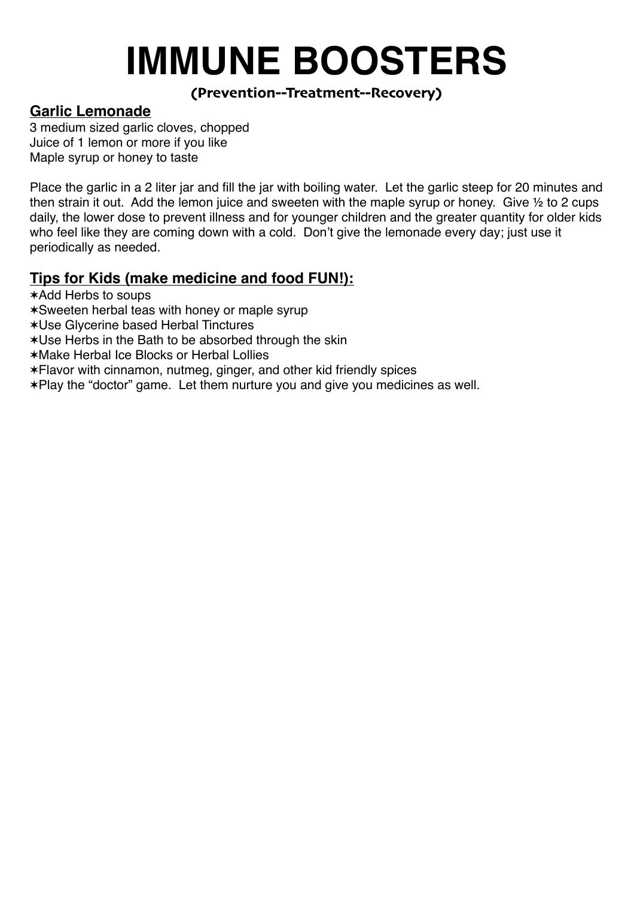# IMMUNE BOOSTERS

**(Prevention--Treatment--Recovery)**

## Garlic Lemonade

3 medium sized garlic cloves, chopped
Juice of 1 lemon or more if you like
Maple syrup or honey to taste

Place the garlic in a 2 liter jar and fill the jar with boiling water. Let the garlic steep for 20 minutes and then strain it out. Add the lemon juice and sweeten with the maple syrup or honey. Give ½ to 2 cups daily, the lower dose to prevent illness and for younger children and the greater quantity for older kids who feel like they are coming down with a cold. Don't give the lemonade every day; just use it periodically as needed.

## Tips for Kids (make medicine and food FUN!):

- Add Herbs to soups
- Sweeten herbal teas with honey or maple syrup
- Use Glycerine based Herbal Tinctures
- Use Herbs in the Bath to be absorbed through the skin
- Make Herbal Ice Blocks or Herbal Lollies
- Flavor with cinnamon, nutmeg, ginger, and other kid friendly spices
- Play the "doctor" game. Let them nurture you and give you medicines as well.